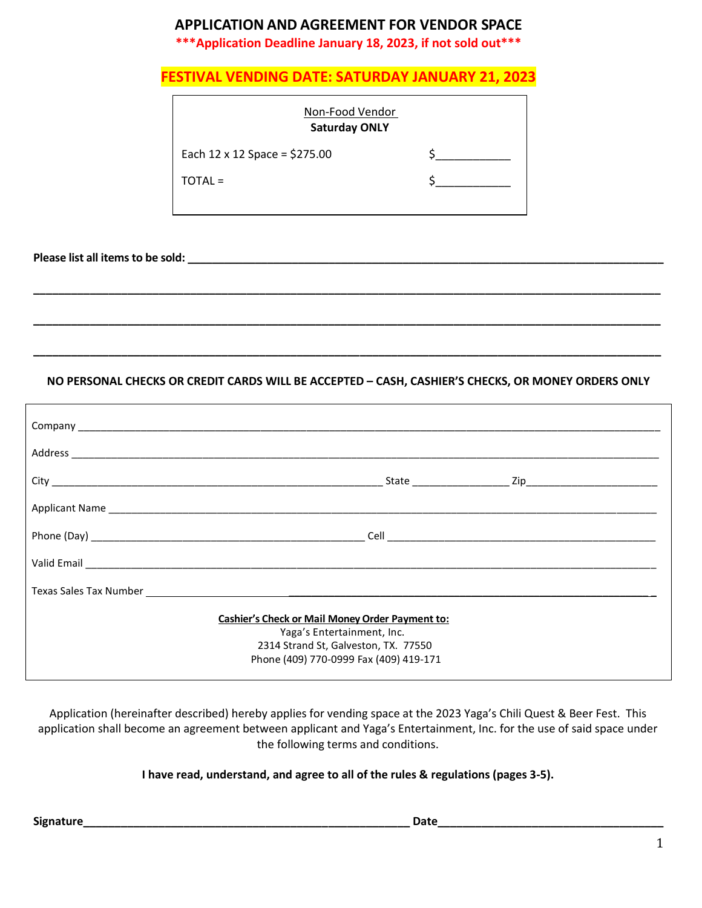# APPLICATION AND AGREEMENT FOR VENDOR SPACE

**\*\*\*Application Deadline January 18, 2023, if not sold out\*\*\***

## FESTIVAL VENDING DATE: SATURDAY JANUARY 21, 2023

| Non-Food Vendor<br>**Saturday ONLY** | |
|---|---|
| Each 12 x 12 Space = $275.00 | $____________ |
| TOTAL = | $____________ |

**Please list all items to be sold:** ______________________________________________________________________________

______________________________________________________________________________________________

______________________________________________________________________________________________

______________________________________________________________________________________________

**NO PERSONAL CHECKS OR CREDIT CARDS WILL BE ACCEPTED – CASH, CASHIER'S CHECKS, OR MONEY ORDERS ONLY**

Company ______________________________________________________________________________________

Address ______________________________________________________________________________________

City ____________________________________________ State ________________ Zip_______________________

Applicant Name ________________________________________________________________________________

Phone (Day) __________________________________________ Cell ___________________________________________

Valid Email ____________________________________________________________________________________

Texas Sales Tax Number __________________________________________________________________________

**Cashier's Check or Mail Money Order Payment to:**
Yaga's Entertainment, Inc.
2314 Strand St, Galveston, TX. 77550
Phone (409) 770-0999 Fax (409) 419-171

Application (hereinafter described) hereby applies for vending space at the 2023 Yaga's Chili Quest & Beer Fest. This application shall become an agreement between applicant and Yaga's Entertainment, Inc. for the use of said space under the following terms and conditions.

**I have read, understand, and agree to all of the rules & regulations (pages 3-5).**

**Signature**_____________________________________________ **Date**________________________________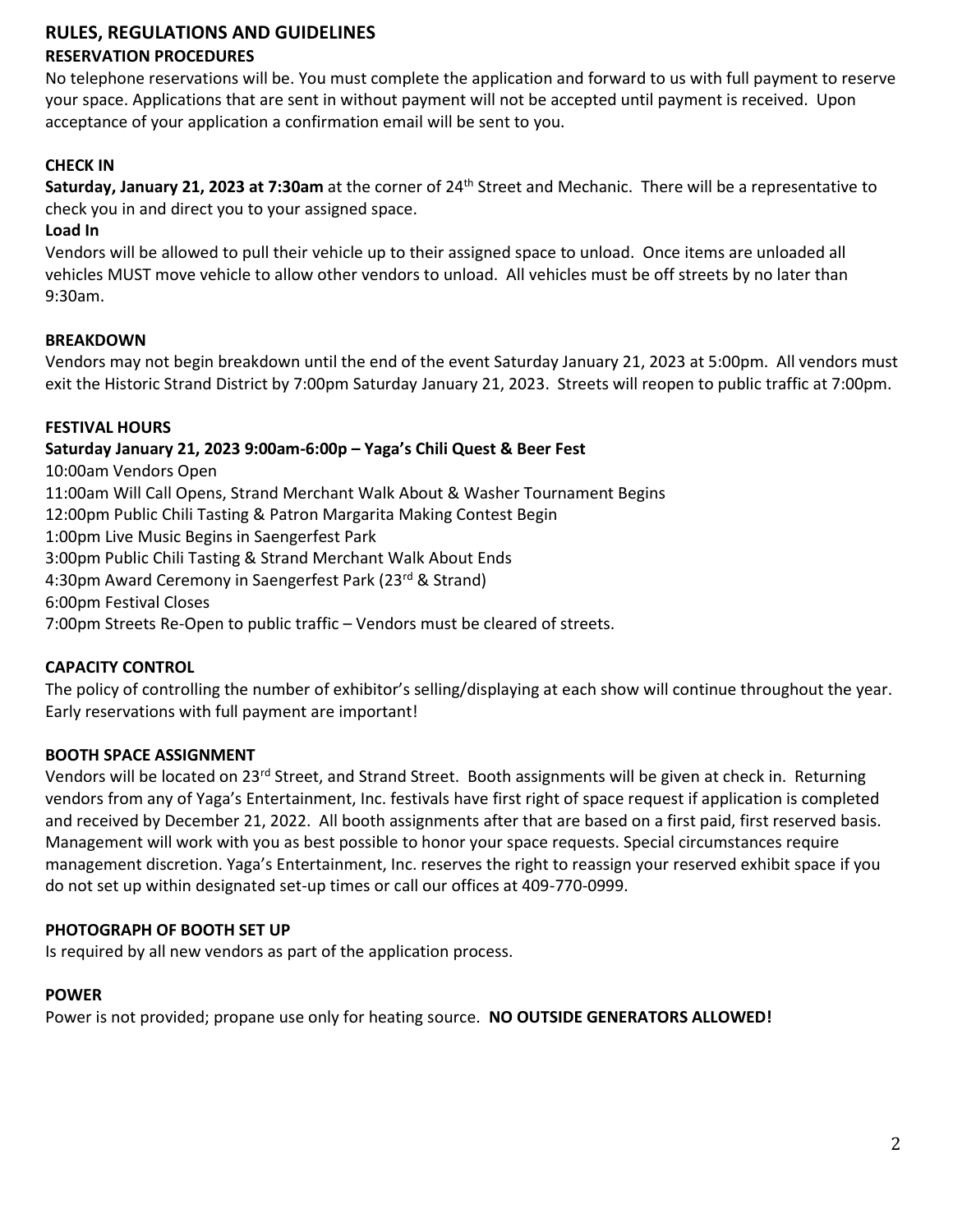## RULES, REGULATIONS AND GUIDELINES

### RESERVATION PROCEDURES

No telephone reservations will be. You must complete the application and forward to us with full payment to reserve your space. Applications that are sent in without payment will not be accepted until payment is received. Upon acceptance of your application a confirmation email will be sent to you.

### CHECK IN

**Saturday, January 21, 2023 at 7:30am** at the corner of 24th Street and Mechanic. There will be a representative to check you in and direct you to your assigned space.

**Load In**

Vendors will be allowed to pull their vehicle up to their assigned space to unload. Once items are unloaded all vehicles MUST move vehicle to allow other vendors to unload. All vehicles must be off streets by no later than 9:30am.

### BREAKDOWN

Vendors may not begin breakdown until the end of the event Saturday January 21, 2023 at 5:00pm. All vendors must exit the Historic Strand District by 7:00pm Saturday January 21, 2023. Streets will reopen to public traffic at 7:00pm.

### FESTIVAL HOURS

**Saturday January 21, 2023 9:00am-6:00p – Yaga's Chili Quest & Beer Fest**

10:00am Vendors Open
11:00am Will Call Opens, Strand Merchant Walk About & Washer Tournament Begins
12:00pm Public Chili Tasting & Patron Margarita Making Contest Begin
1:00pm Live Music Begins in Saengerfest Park
3:00pm Public Chili Tasting & Strand Merchant Walk About Ends
4:30pm Award Ceremony in Saengerfest Park (23rd & Strand)
6:00pm Festival Closes
7:00pm Streets Re-Open to public traffic – Vendors must be cleared of streets.

### CAPACITY CONTROL

The policy of controlling the number of exhibitor's selling/displaying at each show will continue throughout the year. Early reservations with full payment are important!

### BOOTH SPACE ASSIGNMENT

Vendors will be located on 23rd Street, and Strand Street. Booth assignments will be given at check in. Returning vendors from any of Yaga's Entertainment, Inc. festivals have first right of space request if application is completed and received by December 21, 2022. All booth assignments after that are based on a first paid, first reserved basis. Management will work with you as best possible to honor your space requests. Special circumstances require management discretion. Yaga's Entertainment, Inc. reserves the right to reassign your reserved exhibit space if you do not set up within designated set-up times or call our offices at 409-770-0999.

### PHOTOGRAPH OF BOOTH SET UP

Is required by all new vendors as part of the application process.

### POWER

Power is not provided; propane use only for heating source. **NO OUTSIDE GENERATORS ALLOWED!**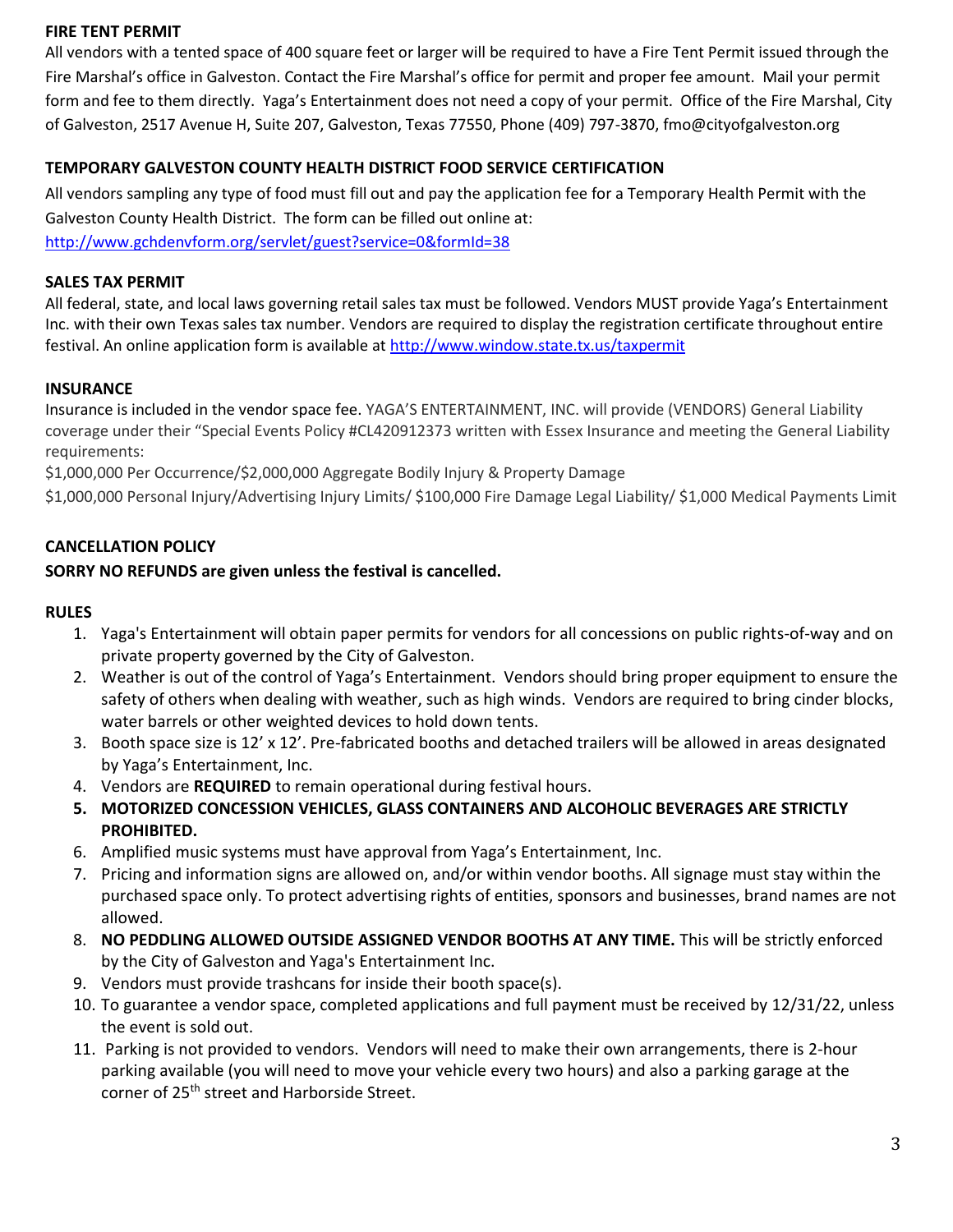## FIRE TENT PERMIT

All vendors with a tented space of 400 square feet or larger will be required to have a Fire Tent Permit issued through the Fire Marshal's office in Galveston. Contact the Fire Marshal's office for permit and proper fee amount. Mail your permit form and fee to them directly. Yaga's Entertainment does not need a copy of your permit. Office of the Fire Marshal, City of Galveston, 2517 Avenue H, Suite 207, Galveston, Texas 77550, Phone (409) 797-3870, fmo@cityofgalveston.org

## TEMPORARY GALVESTON COUNTY HEALTH DISTRICT FOOD SERVICE CERTIFICATION

All vendors sampling any type of food must fill out and pay the application fee for a Temporary Health Permit with the Galveston County Health District. The form can be filled out online at: http://www.gchdenvform.org/servlet/guest?service=0&formId=38

## SALES TAX PERMIT

All federal, state, and local laws governing retail sales tax must be followed. Vendors MUST provide Yaga's Entertainment Inc. with their own Texas sales tax number. Vendors are required to display the registration certificate throughout entire festival. An online application form is available at http://www.window.state.tx.us/taxpermit

## INSURANCE

Insurance is included in the vendor space fee. YAGA'S ENTERTAINMENT, INC. will provide (VENDORS) General Liability coverage under their "Special Events Policy #CL420912373 written with Essex Insurance and meeting the General Liability requirements:

$1,000,000 Per Occurrence/$2,000,000 Aggregate Bodily Injury & Property Damage

$1,000,000 Personal Injury/Advertising Injury Limits/ $100,000 Fire Damage Legal Liability/ $1,000 Medical Payments Limit

## CANCELLATION POLICY

**SORRY NO REFUNDS are given unless the festival is cancelled.**

## RULES

1. Yaga's Entertainment will obtain paper permits for vendors for all concessions on public rights-of-way and on private property governed by the City of Galveston.
2. Weather is out of the control of Yaga's Entertainment. Vendors should bring proper equipment to ensure the safety of others when dealing with weather, such as high winds. Vendors are required to bring cinder blocks, water barrels or other weighted devices to hold down tents.
3. Booth space size is 12' x 12'. Pre-fabricated booths and detached trailers will be allowed in areas designated by Yaga's Entertainment, Inc.
4. Vendors are **REQUIRED** to remain operational during festival hours.
5. **MOTORIZED CONCESSION VEHICLES, GLASS CONTAINERS AND ALCOHOLIC BEVERAGES ARE STRICTLY PROHIBITED.**
6. Amplified music systems must have approval from Yaga's Entertainment, Inc.
7. Pricing and information signs are allowed on, and/or within vendor booths. All signage must stay within the purchased space only. To protect advertising rights of entities, sponsors and businesses, brand names are not allowed.
8. **NO PEDDLING ALLOWED OUTSIDE ASSIGNED VENDOR BOOTHS AT ANY TIME.** This will be strictly enforced by the City of Galveston and Yaga's Entertainment Inc.
9. Vendors must provide trashcans for inside their booth space(s).
10. To guarantee a vendor space, completed applications and full payment must be received by 12/31/22, unless the event is sold out.
11. Parking is not provided to vendors. Vendors will need to make their own arrangements, there is 2-hour parking available (you will need to move your vehicle every two hours) and also a parking garage at the corner of 25th street and Harborside Street.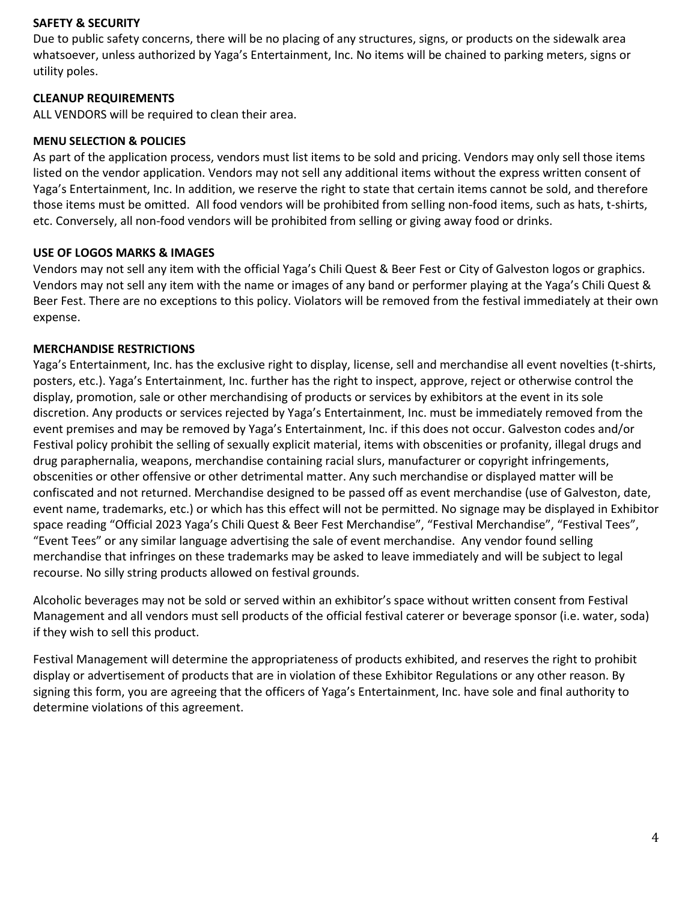**SAFETY & SECURITY**

Due to public safety concerns, there will be no placing of any structures, signs, or products on the sidewalk area whatsoever, unless authorized by Yaga's Entertainment, Inc. No items will be chained to parking meters, signs or utility poles.

**CLEANUP REQUIREMENTS**

ALL VENDORS will be required to clean their area.

**MENU SELECTION & POLICIES**

As part of the application process, vendors must list items to be sold and pricing. Vendors may only sell those items listed on the vendor application. Vendors may not sell any additional items without the express written consent of Yaga's Entertainment, Inc. In addition, we reserve the right to state that certain items cannot be sold, and therefore those items must be omitted. All food vendors will be prohibited from selling non-food items, such as hats, t-shirts, etc. Conversely, all non-food vendors will be prohibited from selling or giving away food or drinks.

**USE OF LOGOS MARKS & IMAGES**

Vendors may not sell any item with the official Yaga's Chili Quest & Beer Fest or City of Galveston logos or graphics. Vendors may not sell any item with the name or images of any band or performer playing at the Yaga's Chili Quest & Beer Fest. There are no exceptions to this policy. Violators will be removed from the festival immediately at their own expense.

**MERCHANDISE RESTRICTIONS**

Yaga's Entertainment, Inc. has the exclusive right to display, license, sell and merchandise all event novelties (t-shirts, posters, etc.). Yaga's Entertainment, Inc. further has the right to inspect, approve, reject or otherwise control the display, promotion, sale or other merchandising of products or services by exhibitors at the event in its sole discretion. Any products or services rejected by Yaga's Entertainment, Inc. must be immediately removed from the event premises and may be removed by Yaga's Entertainment, Inc. if this does not occur. Galveston codes and/or Festival policy prohibit the selling of sexually explicit material, items with obscenities or profanity, illegal drugs and drug paraphernalia, weapons, merchandise containing racial slurs, manufacturer or copyright infringements, obscenities or other offensive or other detrimental matter. Any such merchandise or displayed matter will be confiscated and not returned. Merchandise designed to be passed off as event merchandise (use of Galveston, date, event name, trademarks, etc.) or which has this effect will not be permitted. No signage may be displayed in Exhibitor space reading "Official 2023 Yaga's Chili Quest & Beer Fest Merchandise", "Festival Merchandise", "Festival Tees", "Event Tees" or any similar language advertising the sale of event merchandise. Any vendor found selling merchandise that infringes on these trademarks may be asked to leave immediately and will be subject to legal recourse. No silly string products allowed on festival grounds.

Alcoholic beverages may not be sold or served within an exhibitor's space without written consent from Festival Management and all vendors must sell products of the official festival caterer or beverage sponsor (i.e. water, soda) if they wish to sell this product.

Festival Management will determine the appropriateness of products exhibited, and reserves the right to prohibit display or advertisement of products that are in violation of these Exhibitor Regulations or any other reason. By signing this form, you are agreeing that the officers of Yaga's Entertainment, Inc. have sole and final authority to determine violations of this agreement.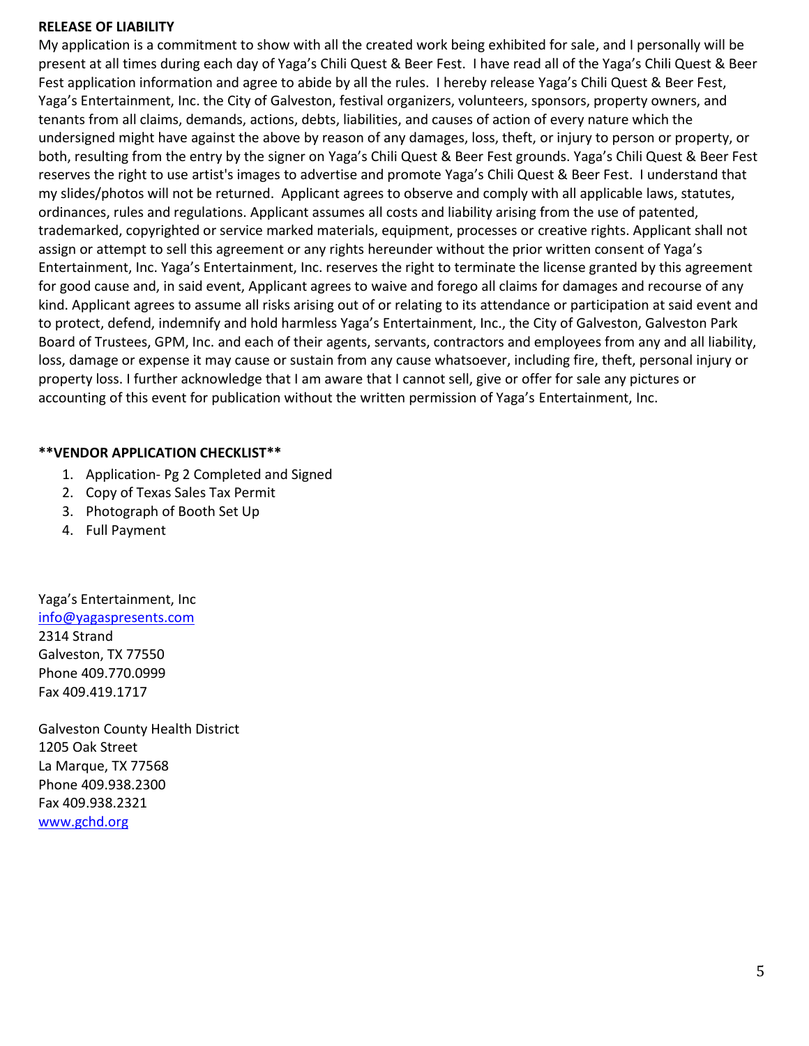**RELEASE OF LIABILITY**

My application is a commitment to show with all the created work being exhibited for sale, and I personally will be present at all times during each day of Yaga's Chili Quest & Beer Fest. I have read all of the Yaga's Chili Quest & Beer Fest application information and agree to abide by all the rules. I hereby release Yaga's Chili Quest & Beer Fest, Yaga's Entertainment, Inc. the City of Galveston, festival organizers, volunteers, sponsors, property owners, and tenants from all claims, demands, actions, debts, liabilities, and causes of action of every nature which the undersigned might have against the above by reason of any damages, loss, theft, or injury to person or property, or both, resulting from the entry by the signer on Yaga's Chili Quest & Beer Fest grounds. Yaga's Chili Quest & Beer Fest reserves the right to use artist's images to advertise and promote Yaga's Chili Quest & Beer Fest. I understand that my slides/photos will not be returned. Applicant agrees to observe and comply with all applicable laws, statutes, ordinances, rules and regulations. Applicant assumes all costs and liability arising from the use of patented, trademarked, copyrighted or service marked materials, equipment, processes or creative rights. Applicant shall not assign or attempt to sell this agreement or any rights hereunder without the prior written consent of Yaga's Entertainment, Inc. Yaga's Entertainment, Inc. reserves the right to terminate the license granted by this agreement for good cause and, in said event, Applicant agrees to waive and forego all claims for damages and recourse of any kind. Applicant agrees to assume all risks arising out of or relating to its attendance or participation at said event and to protect, defend, indemnify and hold harmless Yaga's Entertainment, Inc., the City of Galveston, Galveston Park Board of Trustees, GPM, Inc. and each of their agents, servants, contractors and employees from any and all liability, loss, damage or expense it may cause or sustain from any cause whatsoever, including fire, theft, personal injury or property loss. I further acknowledge that I am aware that I cannot sell, give or offer for sale any pictures or accounting of this event for publication without the written permission of Yaga's Entertainment, Inc.

****VENDOR APPLICATION CHECKLIST****

1. Application- Pg 2 Completed and Signed
2. Copy of Texas Sales Tax Permit
3. Photograph of Booth Set Up
4. Full Payment

Yaga's Entertainment, Inc
info@yagaspresents.com
2314 Strand
Galveston, TX 77550
Phone 409.770.0999
Fax 409.419.1717

Galveston County Health District
1205 Oak Street
La Marque, TX 77568
Phone 409.938.2300
Fax 409.938.2321
www.gchd.org